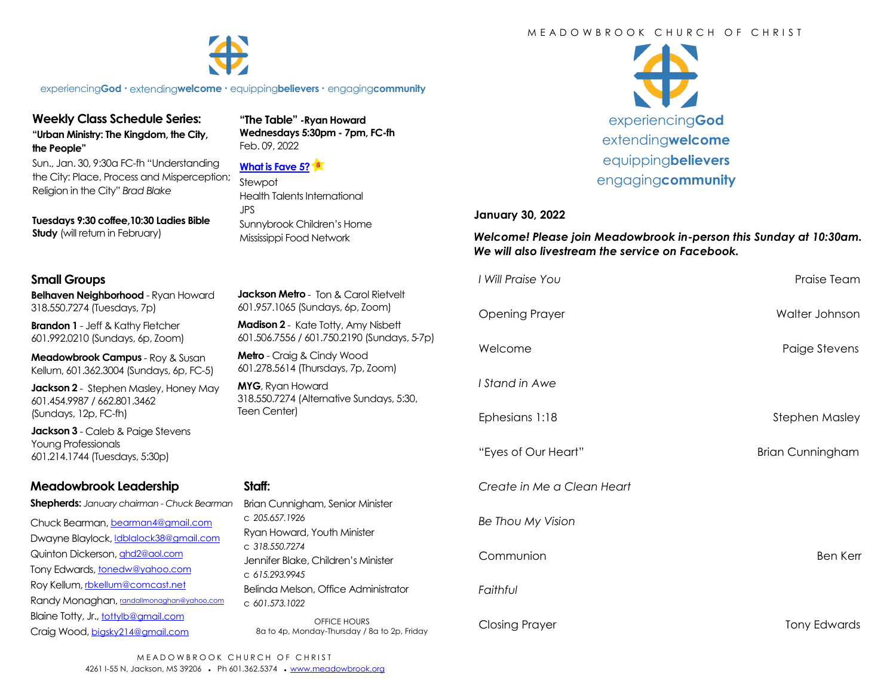experiencing**God** · extending**welcome** · equipping**believers** · engaging**community**

## Weekly Class Schedule Series:

**"Urban Ministry: The Kingdom, the City, the People"**

Sun., Jan. 30, 9:30a FC-fh "Understanding the City: Place, Process and Misperception; Religion in the City" *Brad Blake*

**Tuesdays 9:30 coffee,10:30 Ladies Bible Study** (will return in February)

**"The Table" -Ryan Howard**
**Wednesdays 5:30pm - 7pm, FC-fh**
Feb. 09, 2022

**What is Fave 5?**

Stewpot
Health Talents International
JPS
Sunnybrook Children's Home
Mississippi Food Network

## Small Groups

**Belhaven Neighborhood** - Ryan Howard
318.550.7274 (Tuesdays, 7p)

**Brandon 1** - Jeff & Kathy Fletcher
601.992.0210 (Sundays, 6p, Zoom)

**Meadowbrook Campus** - Roy & Susan Kellum, 601.362.3004 (Sundays, 6p, FC-5)

**Jackson 2** - Stephen Masley, Honey May
601.454.9987 / 662.801.3462
(Sundays, 12p, FC-fh)

**Jackson 3** - Caleb & Paige Stevens
Young Professionals
601.214.1744 (Tuesdays, 5:30p)

**Jackson Metro** - Ton & Carol Rietvelt
601.957.1065 (Sundays, 6p, Zoom)

**Madison 2** - Kate Totty, Amy Nisbett
601.506.7556 / 601.750.2190 (Sundays, 5-7p)

**Metro** - Craig & Cindy Wood
601.278.5614 (Thursdays, 7p, Zoom)

**MYG**, Ryan Howard
318.550.7274 (Alternative Sundays, 5:30, Teen Center)

## Meadowbrook Leadership

**Shepherds:** *January chairman - Chuck Bearman*

Chuck Bearman, bearman4@gmail.com
Dwayne Blaylock, ldblalock38@gmail.com
Quinton Dickerson, qhd2@aol.com
Tony Edwards, tonedw@yahoo.com
Roy Kellum, rbkellum@comcast.net
Randy Monaghan, randallmonaghan@yahoo.com
Blaine Totty, Jr., tottylb@gmail.com
Craig Wood, bigsky214@gmail.com

## Staff:

Brian Cunnigham, Senior Minister
c *205.657.1926*
Ryan Howard, Youth Minister
c *318.550.7274*
Jennifer Blake, Children's Minister
c *615.293.9945*
Belinda Melson, Office Administrator
c *601.573.1022*

OFFICE HOURS
8a to 4p, Monday-Thursday / 8a to 2p, Friday

MEADOWBROOK CHURCH OF CHRIST
4261 I-55 N, Jackson, MS 39206 • Ph 601.362.5374 • www.meadowbrook.org

MEADOWBROOK CHURCH OF CHRIST

experiencing**God**
extending**welcome**
equipping**believers**
engaging**community**

**January 30, 2022**

***Welcome! Please join Meadowbrook in-person this Sunday at 10:30am. We will also livestream the service on Facebook.***

| | |
|---|---|
| *I Will Praise You* | Praise Team |
| Opening Prayer | Walter Johnson |
| Welcome | Paige Stevens |
| *I Stand in Awe* | |
| Ephesians 1:18 | Stephen Masley |
| "Eyes of Our Heart" | Brian Cunningham |
| *Create in Me a Clean Heart* | |
| *Be Thou My Vision* | |
| Communion | Ben Kerr |
| *Faithful* | |
| Closing Prayer | Tony Edwards |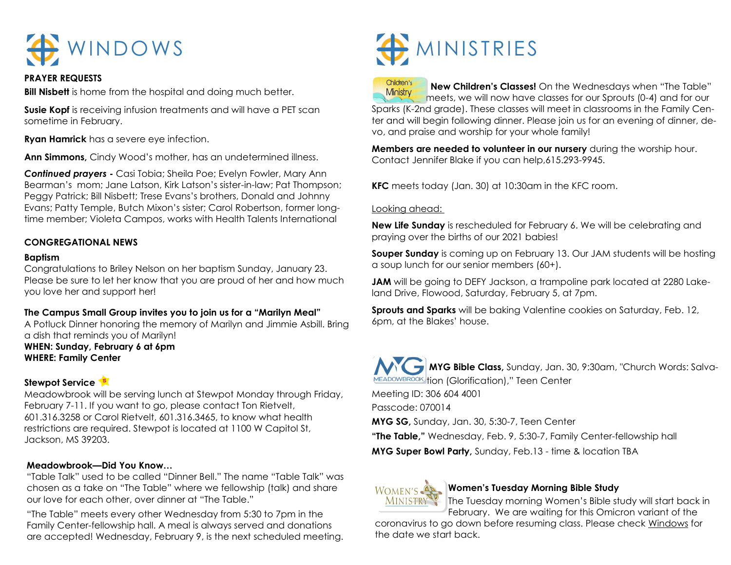# WINDOWS

## PRAYER REQUESTS

**Bill Nisbett** is home from the hospital and doing much better.

**Susie Kopf** is receiving infusion treatments and will have a PET scan sometime in February.

**Ryan Hamrick** has a severe eye infection.

**Ann Simmons,** Cindy Wood's mother, has an undetermined illness.

***Continued prayers -*** Casi Tobia; Sheila Poe; Evelyn Fowler, Mary Ann Bearman's mom; Jane Latson, Kirk Latson's sister-in-law; Pat Thompson; Peggy Patrick; Bill Nisbett; Trese Evans's brothers, Donald and Johnny Evans; Patty Temple, Butch Mixon's sister; Carol Robertson, former long-time member; Violeta Campos, works with Health Talents International

## CONGREGATIONAL NEWS

### Baptism

Congratulations to Briley Nelson on her baptism Sunday, January 23. Please be sure to let her know that you are proud of her and how much you love her and support her!

**The Campus Small Group invites you to join us for a "Marilyn Meal"**

A Potluck Dinner honoring the memory of Marilyn and Jimmie Asbill. Bring a dish that reminds you of Marilyn!

**WHEN: Sunday, February 6 at 6pm**

**WHERE: Family Center**

### Stewpot Service

Meadowbrook will be serving lunch at Stewpot Monday through Friday, February 7-11. If you want to go, please contact Ton Rietvelt, 601.316.3258 or Carol Rietvelt, 601.316.3465, to know what health restrictions are required. Stewpot is located at 1100 W Capitol St, Jackson, MS 39203.

### Meadowbrook—Did You Know…

"Table Talk" used to be called "Dinner Bell." The name "Table Talk" was chosen as a take on "The Table" where we fellowship (talk) and share our love for each other, over dinner at "The Table."

"The Table" meets every other Wednesday from 5:30 to 7pm in the Family Center-fellowship hall. A meal is always served and donations are accepted! Wednesday, February 9, is the next scheduled meeting.

# MINISTRIES

**New Children's Classes!** On the Wednesdays when "The Table" meets, we will now have classes for our Sprouts (0-4) and for our Sparks (K-2nd grade). These classes will meet in classrooms in the Family Center and will begin following dinner. Please join us for an evening of dinner, devo, and praise and worship for your whole family!

**Members are needed to volunteer in our nursery** during the worship hour. Contact Jennifer Blake if you can help,615.293-9945.

**KFC** meets today (Jan. 30) at 10:30am in the KFC room.

Looking ahead:

**New Life Sunday** is rescheduled for February 6. We will be celebrating and praying over the births of our 2021 babies!

**Souper Sunday** is coming up on February 13. Our JAM students will be hosting a soup lunch for our senior members (60+).

**JAM** will be going to DEFY Jackson, a trampoline park located at 2280 Lakeland Drive, Flowood, Saturday, February 5, at 7pm.

**Sprouts and Sparks** will be baking Valentine cookies on Saturday, Feb. 12, 6pm, at the Blakes' house.

**MYG Bible Class,** Sunday, Jan. 30, 9:30am, "Church Words: Salvation (Glorification)," Teen Center

Meeting ID: 306 604 4001

Passcode: 070014

**MYG SG,** Sunday, Jan. 30, 5:30-7, Teen Center

**"The Table,"** Wednesday, Feb. 9, 5:30-7, Family Center-fellowship hall

**MYG Super Bowl Party,** Sunday, Feb.13 - time & location TBA

### Women's Tuesday Morning Bible Study

The Tuesday morning Women's Bible study will start back in February. We are waiting for this Omicron variant of the coronavirus to go down before resuming class. Please check Windows for the date we start back.